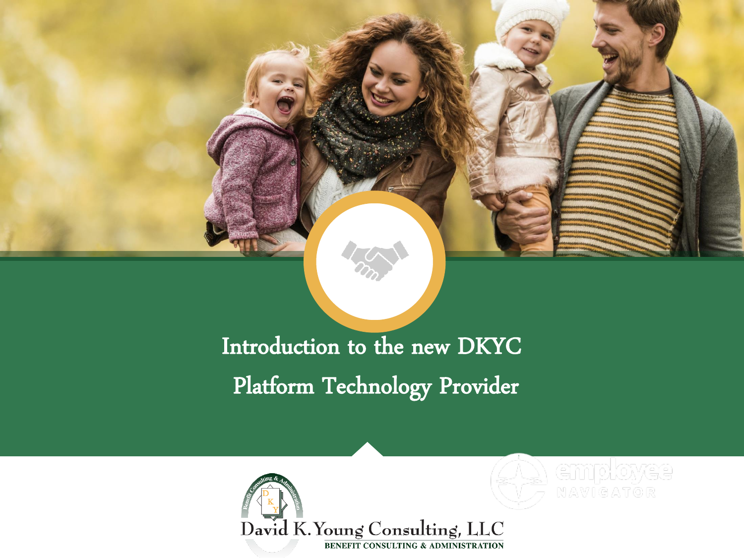# Introduction to the new DKYC Platform Technology Provider

David K. Young Consulting, LLC

BENEFIT CONSULTING & ADMINISTRATION

employee NAVIGATOR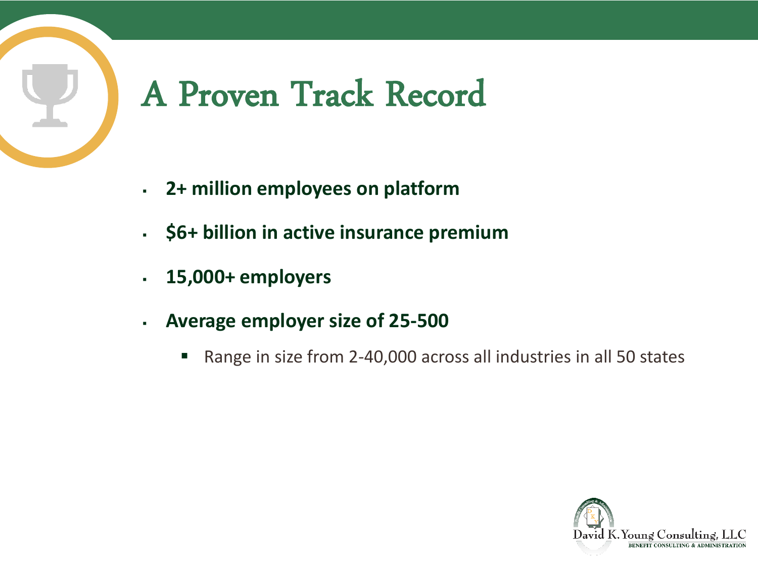# A Proven Track Record

- **2+ million employees on platform**
- **$6+ billion in active insurance premium**
- **15,000+ employers**
- **Average employer size of 25-500**
  - Range in size from 2-40,000 across all industries in all 50 states

David K. Young Consulting, LLC
BENEFIT CONSULTING & ADMINISTRATION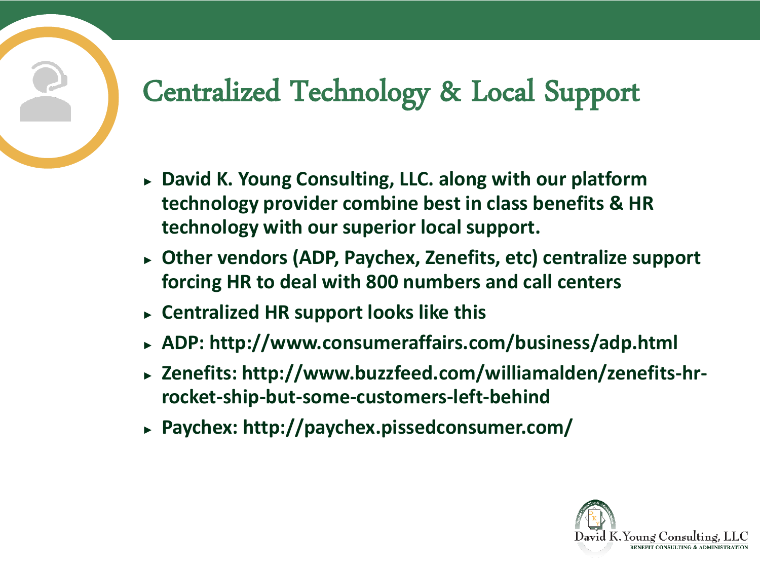# Centralized Technology & Local Support

- **David K. Young Consulting, LLC. along with our platform technology provider combine best in class benefits & HR technology with our superior local support.**
- **Other vendors (ADP, Paychex, Zenefits, etc) centralize support forcing HR to deal with 800 numbers and call centers**
- **Centralized HR support looks like this**
- **ADP: http://www.consumeraffairs.com/business/adp.html**
- **Zenefits: http://www.buzzfeed.com/williamalden/zenefits-hr-rocket-ship-but-some-customers-left-behind**
- **Paychex: http://paychex.pissedconsumer.com/**

David K. Young Consulting, LLC
BENEFIT CONSULTING & ADMINISTRATION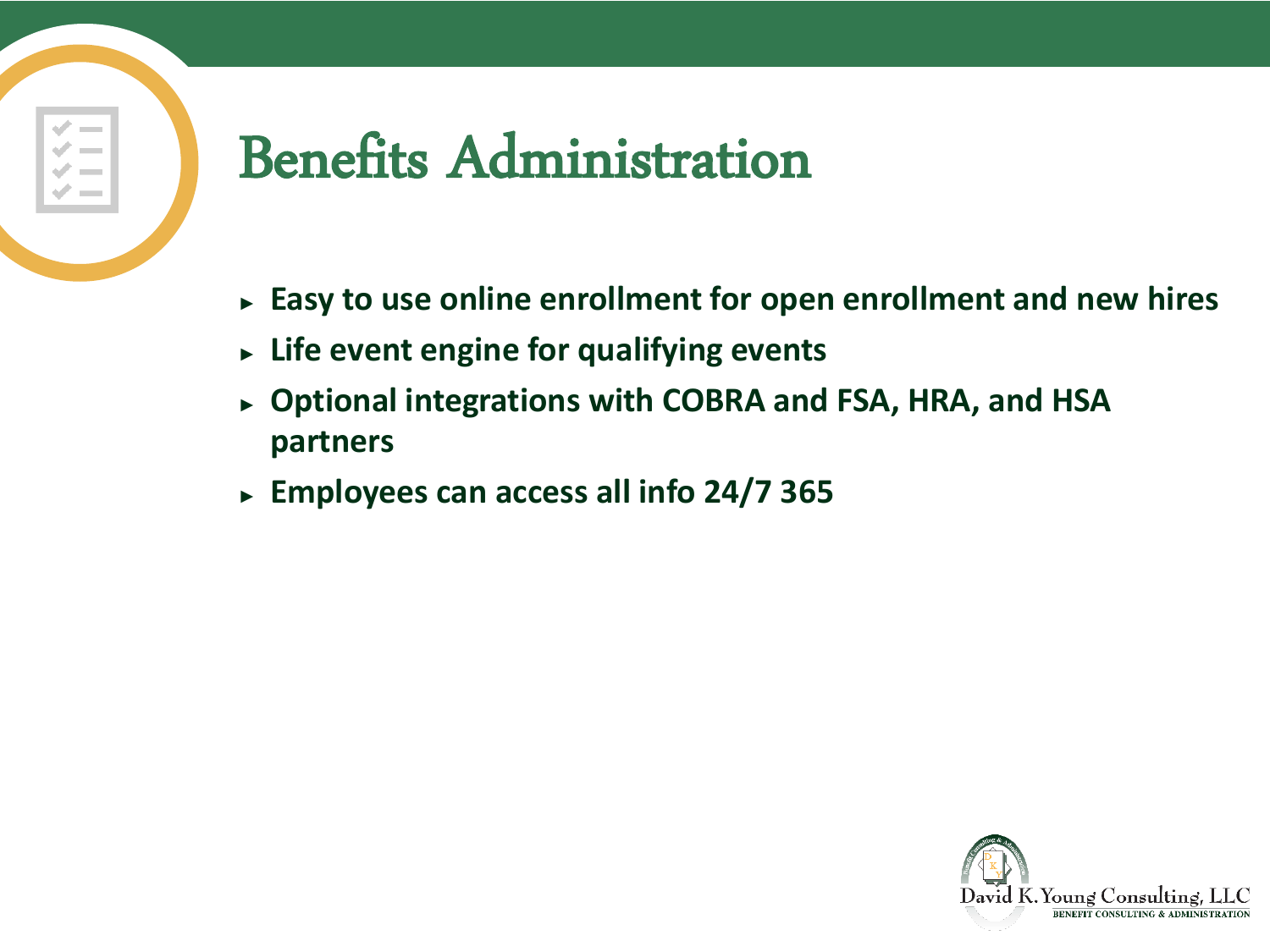# Benefits Administration

- **Easy to use online enrollment for open enrollment and new hires**
- **Life event engine for qualifying events**
- **Optional integrations with COBRA and FSA, HRA, and HSA partners**
- **Employees can access all info 24/7 365**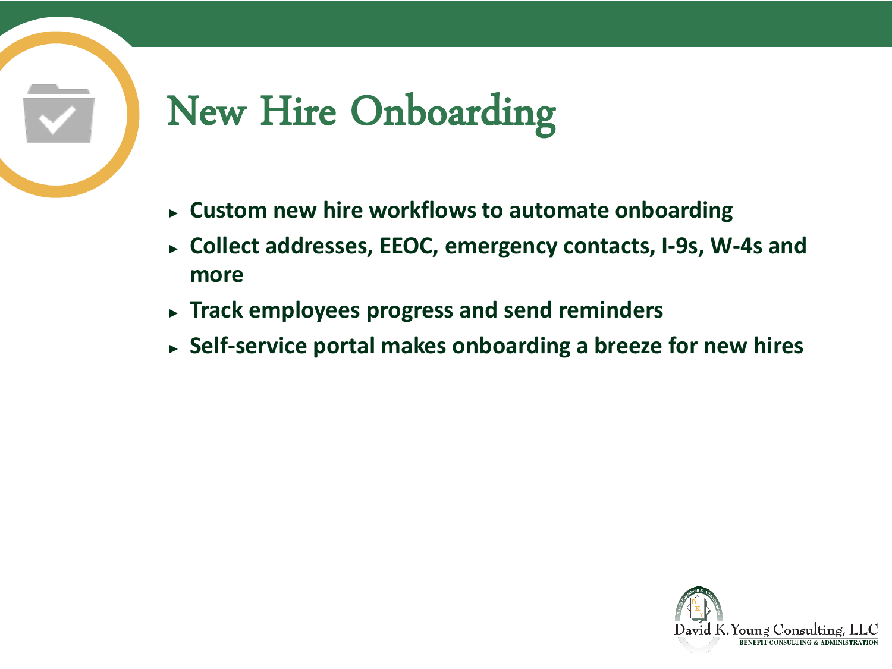# New Hire Onboarding

- **Custom new hire workflows to automate onboarding**
- **Collect addresses, EEOC, emergency contacts, I-9s, W-4s and more**
- **Track employees progress and send reminders**
- **Self-service portal makes onboarding a breeze for new hires**

David K. Young Consulting, LLC
BENEFIT CONSULTING & ADMINISTRATION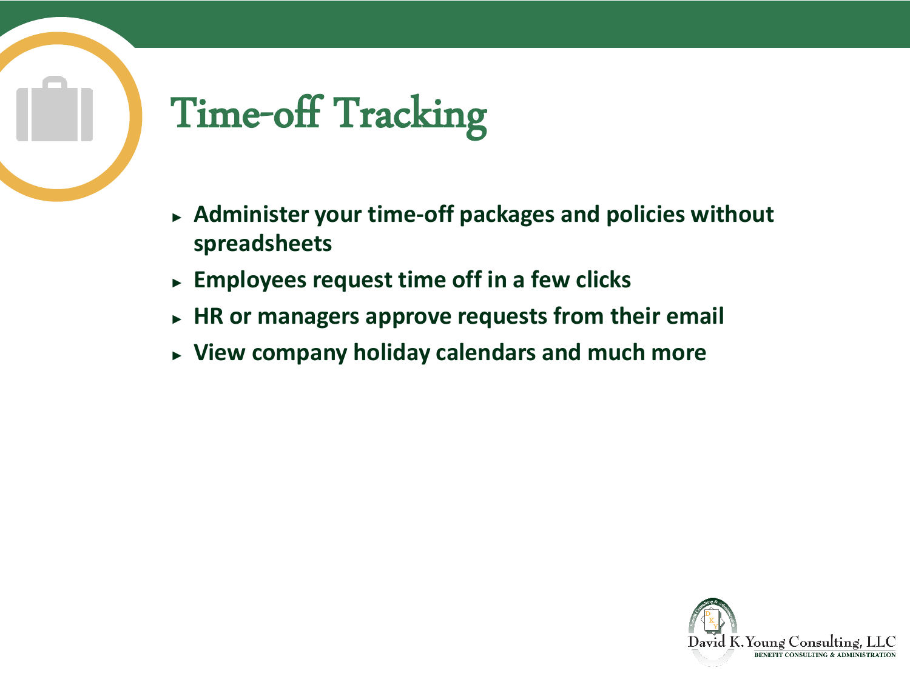# Time-off Tracking

- **Administer your time-off packages and policies without spreadsheets**
- **Employees request time off in a few clicks**
- **HR or managers approve requests from their email**
- **View company holiday calendars and much more**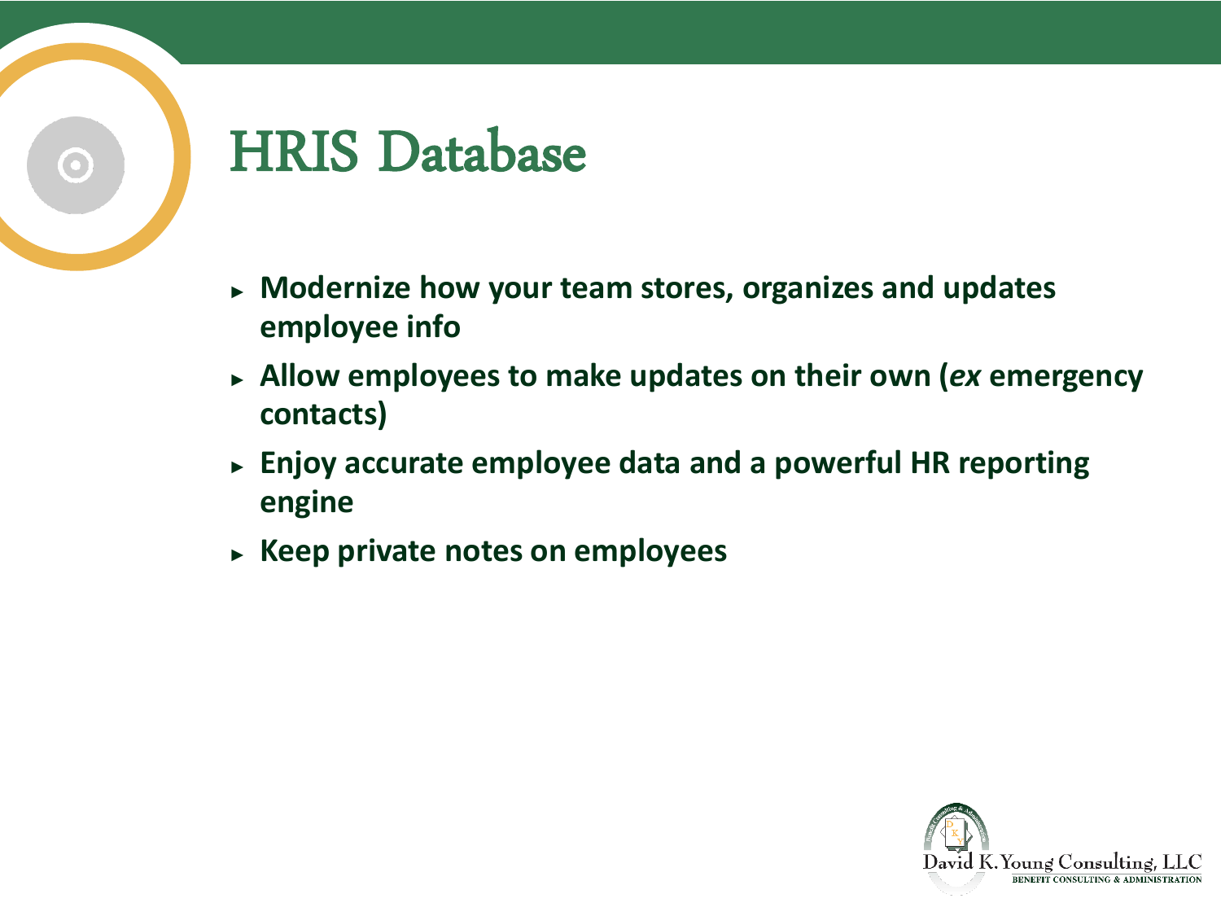# HRIS Database

- **Modernize how your team stores, organizes and updates employee info**
- **Allow employees to make updates on their own (*ex* emergency contacts)**
- **Enjoy accurate employee data and a powerful HR reporting engine**
- **Keep private notes on employees**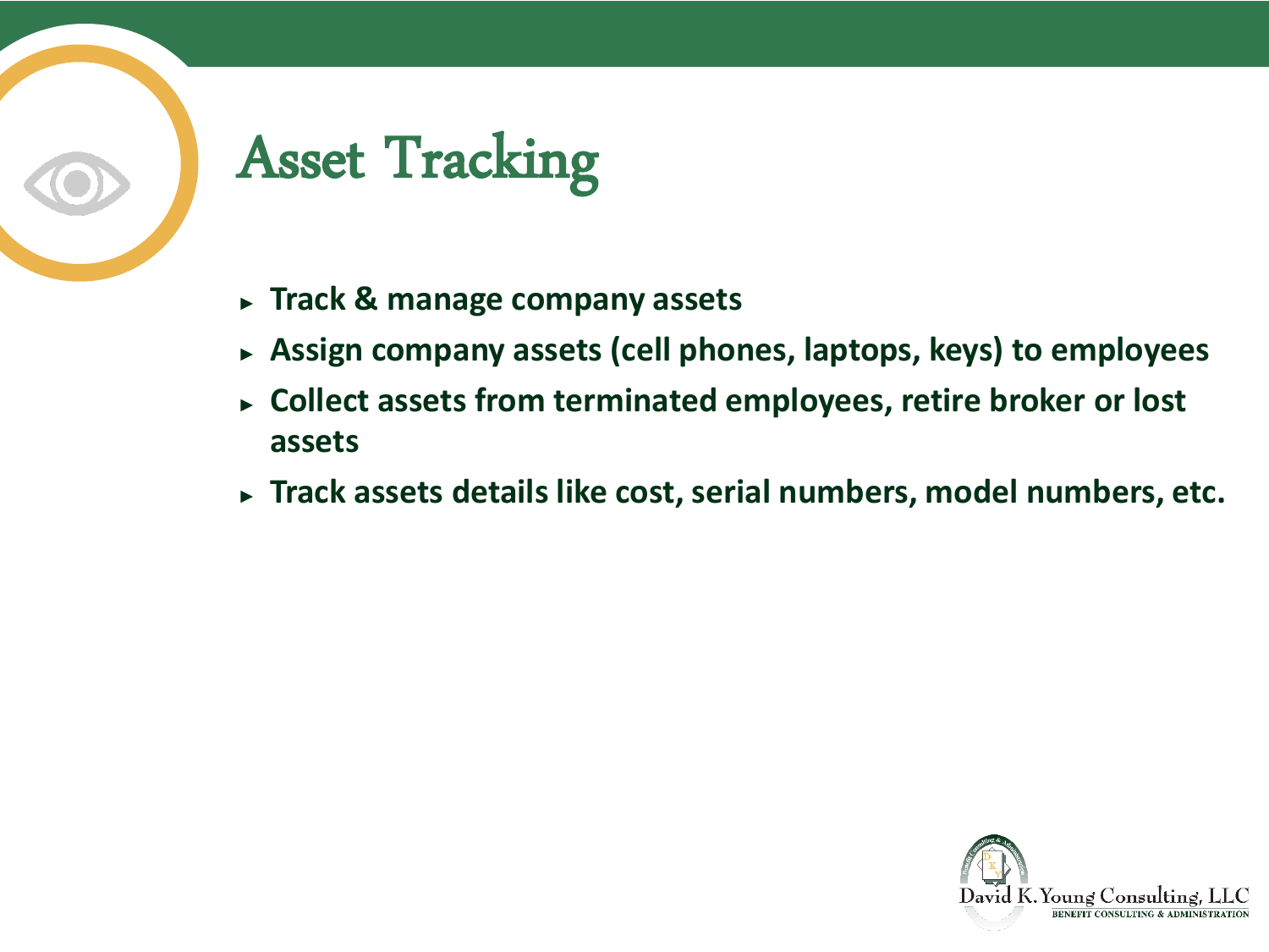# Asset Tracking

- **Track & manage company assets**
- **Assign company assets (cell phones, laptops, keys) to employees**
- **Collect assets from terminated employees, retire broker or lost assets**
- **Track assets details like cost, serial numbers, model numbers, etc.**

David K. Young Consulting, LLC
BENEFIT CONSULTING & ADMINISTRATION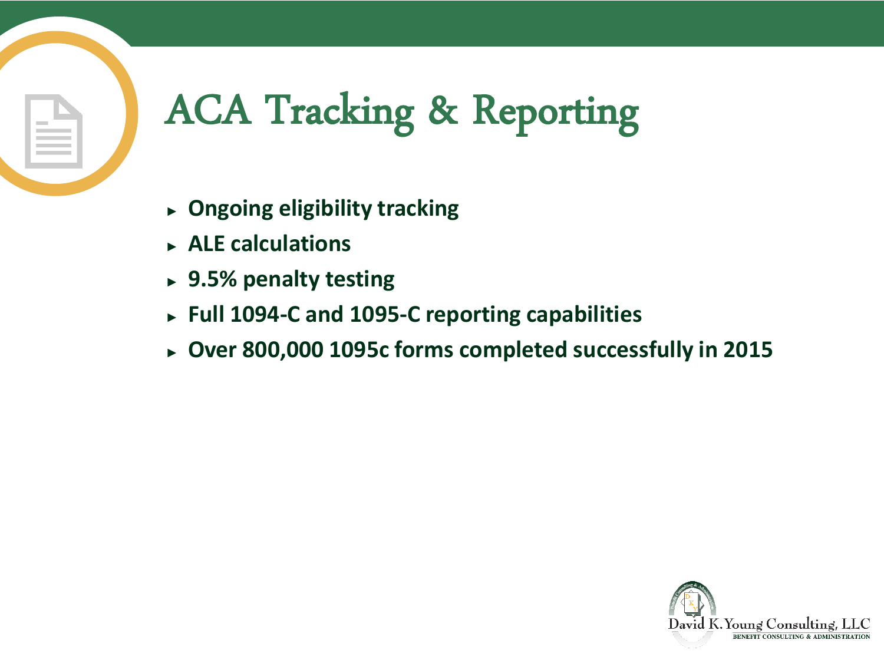# ACA Tracking & Reporting

- **Ongoing eligibility tracking**
- **ALE calculations**
- **9.5% penalty testing**
- **Full 1094-C and 1095-C reporting capabilities**
- **Over 800,000 1095c forms completed successfully in 2015**

David K. Young Consulting, LLC
BENEFIT CONSULTING & ADMINISTRATION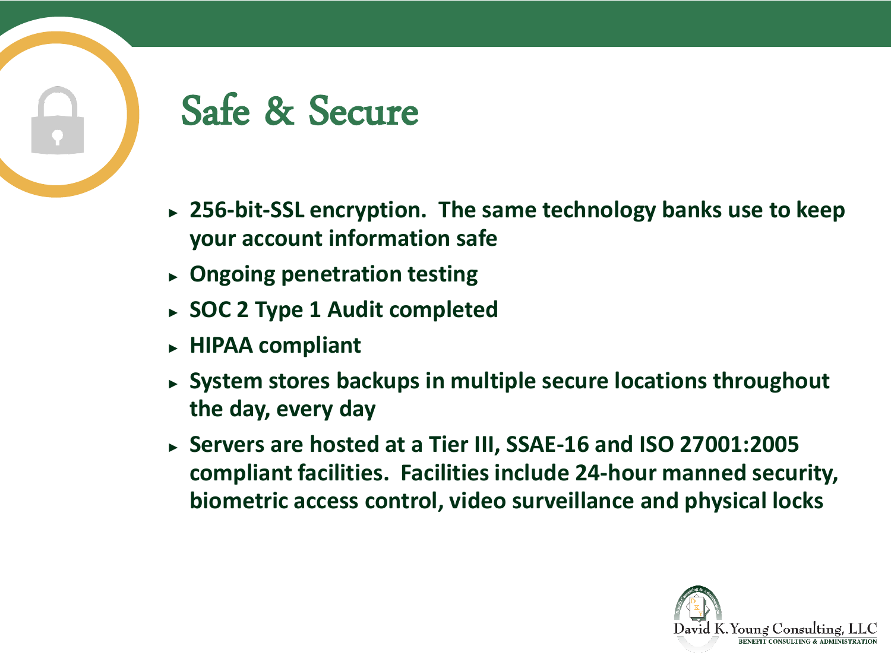# Safe & Secure

- **256-bit-SSL encryption.  The same technology banks use to keep your account information safe**
- **Ongoing penetration testing**
- **SOC 2 Type 1 Audit completed**
- **HIPAA compliant**
- **System stores backups in multiple secure locations throughout the day, every day**
- **Servers are hosted at a Tier III, SSAE-16 and ISO 27001:2005 compliant facilities.  Facilities include 24-hour manned security, biometric access control, video surveillance and physical locks**

David K. Young Consulting, LLC
BENEFIT CONSULTING & ADMINISTRATION